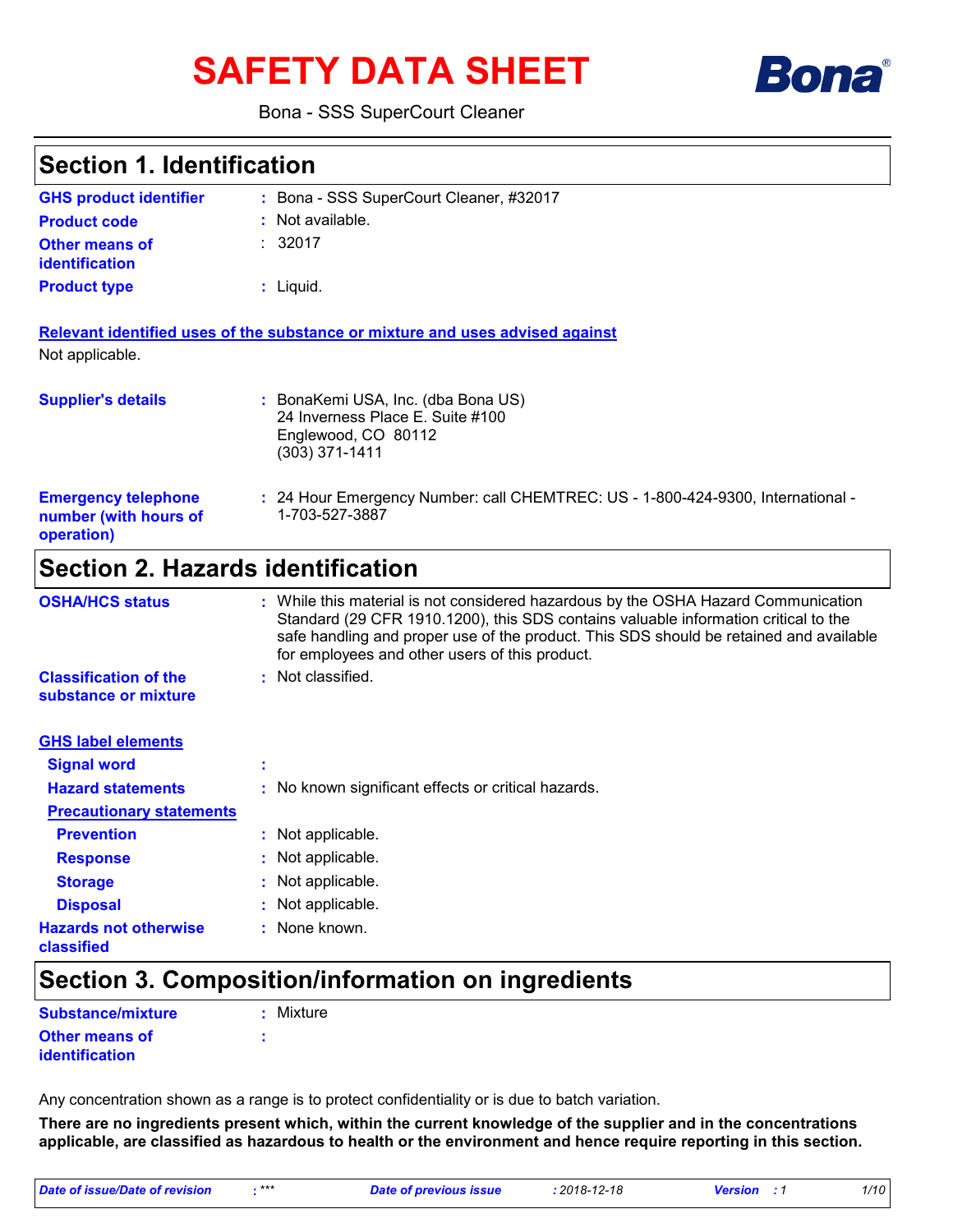# SAFETY DATA SHEET

Bona - SSS SuperCourt Cleaner

## Section 1. Identification

| | | |
|---|---|---|
| **GHS product identifier** | : | Bona - SSS SuperCourt Cleaner, #32017 |
| **Product code** | : | Not available. |
| **Other means of identification** | : | 32017 |
| **Product type** | : | Liquid. |

**Relevant identified uses of the substance or mixture and uses advised against**

Not applicable.

| | | |
|---|---|---|
| **Supplier's details** | : | BonaKemi USA, Inc. (dba Bona US)<br>24 Inverness Place E. Suite #100<br>Englewood, CO 80112<br>(303) 371-1411 |
| **Emergency telephone number (with hours of operation)** | : | 24 Hour Emergency Number: call CHEMTREC: US - 1-800-424-9300, International - 1-703-527-3887 |

## Section 2. Hazards identification

| | | |
|---|---|---|
| **OSHA/HCS status** | : | While this material is not considered hazardous by the OSHA Hazard Communication Standard (29 CFR 1910.1200), this SDS contains valuable information critical to the safe handling and proper use of the product. This SDS should be retained and available for employees and other users of this product. |
| **Classification of the substance or mixture** | : | Not classified. |

**GHS label elements**

| | | |
|---|---|---|
| **Signal word** | : | |
| **Hazard statements** | : | No known significant effects or critical hazards. |

**Precautionary statements**

| | | |
|---|---|---|
| **Prevention** | : | Not applicable. |
| **Response** | : | Not applicable. |
| **Storage** | : | Not applicable. |
| **Disposal** | : | Not applicable. |
| **Hazards not otherwise classified** | : | None known. |

## Section 3. Composition/information on ingredients

| | | |
|---|---|---|
| **Substance/mixture** | : | Mixture |
| **Other means of identification** | : | |

Any concentration shown as a range is to protect confidentiality or is due to batch variation.

**There are no ingredients present which, within the current knowledge of the supplier and in the concentrations applicable, are classified as hazardous to health or the environment and hence require reporting in this section.**

*Date of issue/Date of revision : \*\*\* Date of previous issue : 2018-12-18 Version : 1*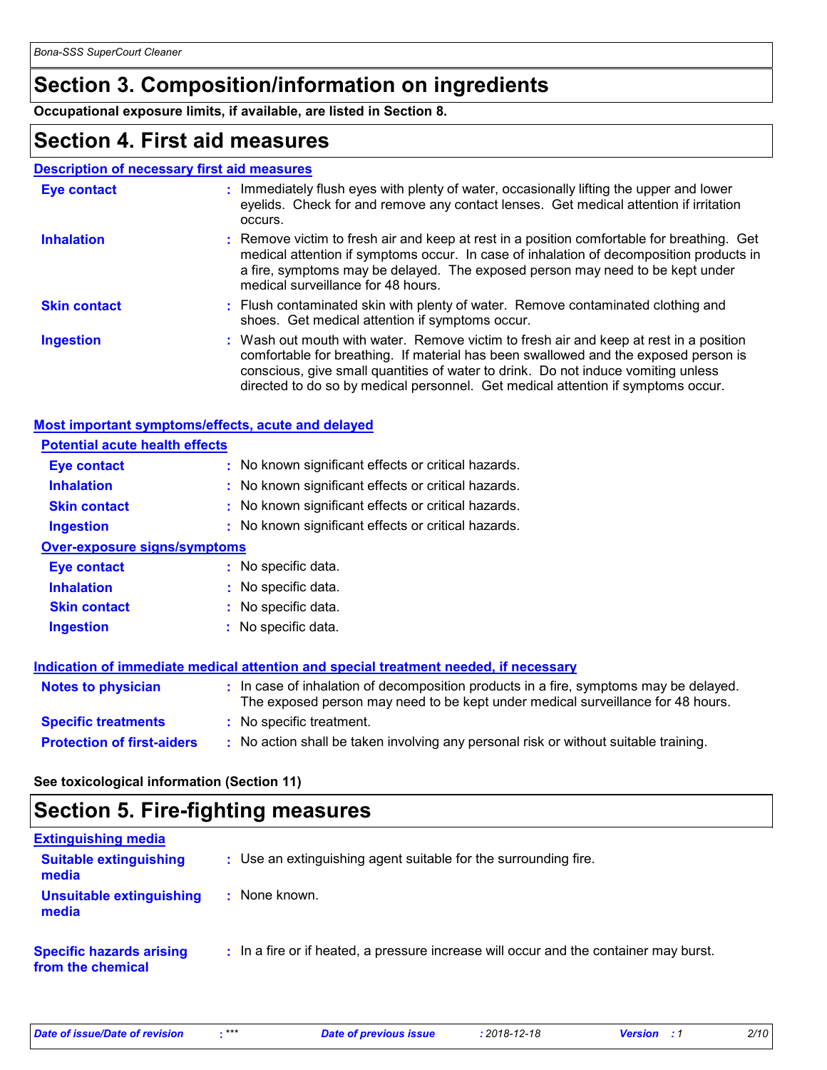## Section 3. Composition/information on ingredients

**Occupational exposure limits, if available, are listed in Section 8.**

## Section 4. First aid measures

### Description of necessary first aid measures

| | |
|---|---|
| **Eye contact** | Immediately flush eyes with plenty of water, occasionally lifting the upper and lower eyelids. Check for and remove any contact lenses. Get medical attention if irritation occurs. |
| **Inhalation** | Remove victim to fresh air and keep at rest in a position comfortable for breathing. Get medical attention if symptoms occur. In case of inhalation of decomposition products in a fire, symptoms may be delayed. The exposed person may need to be kept under medical surveillance for 48 hours. |
| **Skin contact** | Flush contaminated skin with plenty of water. Remove contaminated clothing and shoes. Get medical attention if symptoms occur. |
| **Ingestion** | Wash out mouth with water. Remove victim to fresh air and keep at rest in a position comfortable for breathing. If material has been swallowed and the exposed person is conscious, give small quantities of water to drink. Do not induce vomiting unless directed to do so by medical personnel. Get medical attention if symptoms occur. |

### Most important symptoms/effects, acute and delayed

**Potential acute health effects**

| | |
|---|---|
| **Eye contact** | No known significant effects or critical hazards. |
| **Inhalation** | No known significant effects or critical hazards. |
| **Skin contact** | No known significant effects or critical hazards. |
| **Ingestion** | No known significant effects or critical hazards. |

**Over-exposure signs/symptoms**

| | |
|---|---|
| **Eye contact** | No specific data. |
| **Inhalation** | No specific data. |
| **Skin contact** | No specific data. |
| **Ingestion** | No specific data. |

### Indication of immediate medical attention and special treatment needed, if necessary

| | |
|---|---|
| **Notes to physician** | In case of inhalation of decomposition products in a fire, symptoms may be delayed. The exposed person may need to be kept under medical surveillance for 48 hours. |
| **Specific treatments** | No specific treatment. |
| **Protection of first-aiders** | No action shall be taken involving any personal risk or without suitable training. |

**See toxicological information (Section 11)**

## Section 5. Fire-fighting measures

### Extinguishing media

| | |
|---|---|
| **Suitable extinguishing media** | Use an extinguishing agent suitable for the surrounding fire. |
| **Unsuitable extinguishing media** | None known. |

| | |
|---|---|
| **Specific hazards arising from the chemical** | In a fire or if heated, a pressure increase will occur and the container may burst. |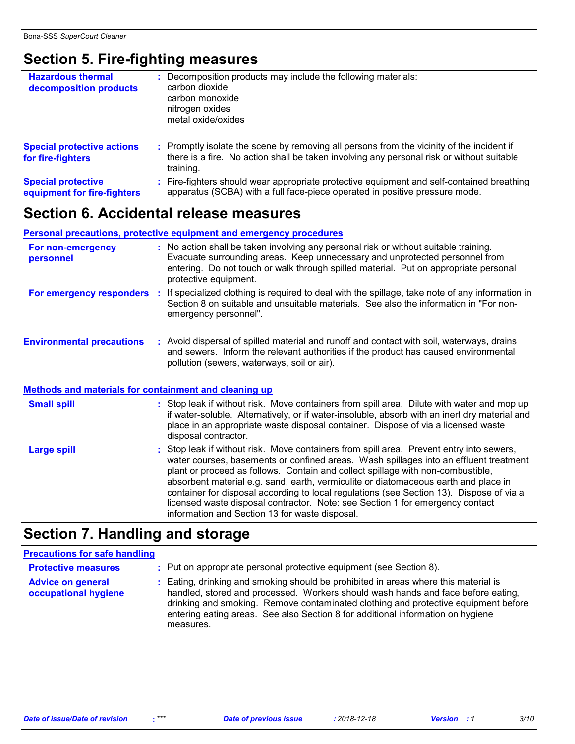## Section 5. Fire-fighting measures

**Hazardous thermal decomposition products** : Decomposition products may include the following materials:
carbon dioxide
carbon monoxide
nitrogen oxides
metal oxide/oxides

**Special protective actions for fire-fighters** : Promptly isolate the scene by removing all persons from the vicinity of the incident if there is a fire. No action shall be taken involving any personal risk or without suitable training.

**Special protective equipment for fire-fighters** : Fire-fighters should wear appropriate protective equipment and self-contained breathing apparatus (SCBA) with a full face-piece operated in positive pressure mode.

## Section 6. Accidental release measures

### Personal precautions, protective equipment and emergency procedures

**For non-emergency personnel** : No action shall be taken involving any personal risk or without suitable training. Evacuate surrounding areas. Keep unnecessary and unprotected personnel from entering. Do not touch or walk through spilled material. Put on appropriate personal protective equipment.

**For emergency responders** : If specialized clothing is required to deal with the spillage, take note of any information in Section 8 on suitable and unsuitable materials. See also the information in "For non-emergency personnel".

**Environmental precautions** : Avoid dispersal of spilled material and runoff and contact with soil, waterways, drains and sewers. Inform the relevant authorities if the product has caused environmental pollution (sewers, waterways, soil or air).

### Methods and materials for containment and cleaning up

**Small spill** : Stop leak if without risk. Move containers from spill area. Dilute with water and mop up if water-soluble. Alternatively, or if water-insoluble, absorb with an inert dry material and place in an appropriate waste disposal container. Dispose of via a licensed waste disposal contractor.

**Large spill** : Stop leak if without risk. Move containers from spill area. Prevent entry into sewers, water courses, basements or confined areas. Wash spillages into an effluent treatment plant or proceed as follows. Contain and collect spillage with non-combustible, absorbent material e.g. sand, earth, vermiculite or diatomaceous earth and place in container for disposal according to local regulations (see Section 13). Dispose of via a licensed waste disposal contractor. Note: see Section 1 for emergency contact information and Section 13 for waste disposal.

## Section 7. Handling and storage

### Precautions for safe handling

**Protective measures** : Put on appropriate personal protective equipment (see Section 8).

**Advice on general occupational hygiene** : Eating, drinking and smoking should be prohibited in areas where this material is handled, stored and processed. Workers should wash hands and face before eating, drinking and smoking. Remove contaminated clothing and protective equipment before entering eating areas. See also Section 8 for additional information on hygiene measures.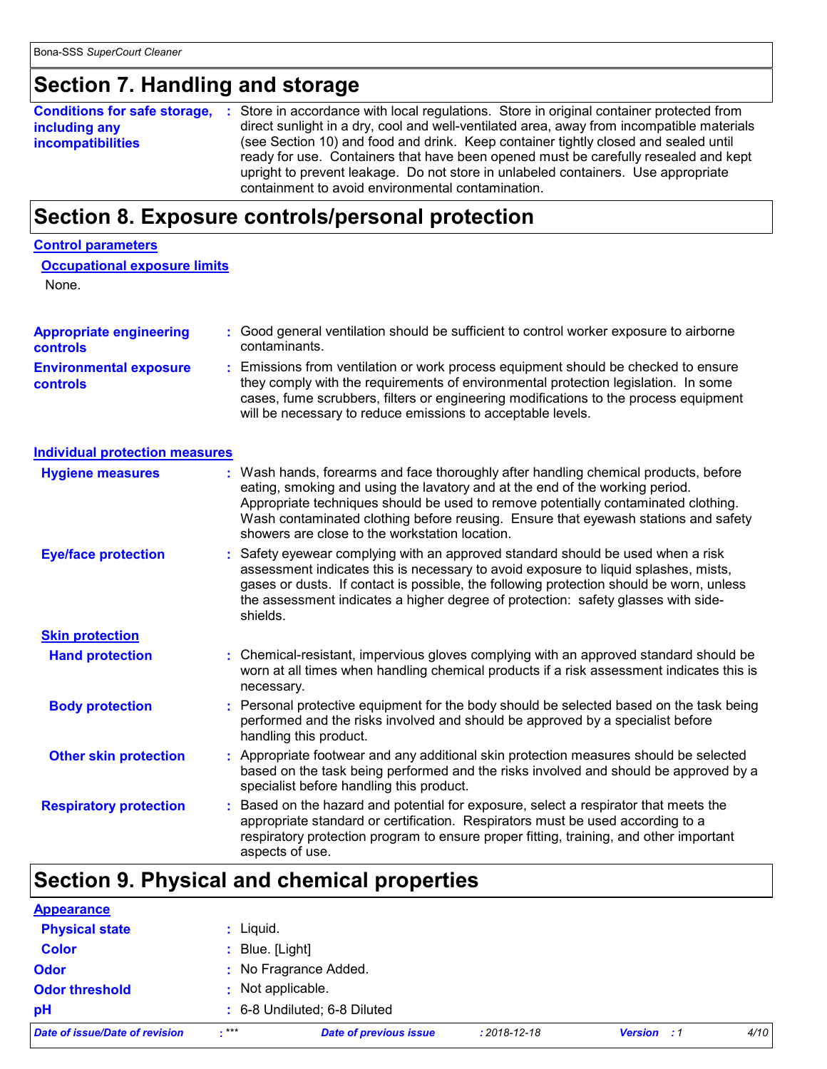## Section 7. Handling and storage

**Conditions for safe storage, including any incompatibilities** : Store in accordance with local regulations. Store in original container protected from direct sunlight in a dry, cool and well-ventilated area, away from incompatible materials (see Section 10) and food and drink. Keep container tightly closed and sealed until ready for use. Containers that have been opened must be carefully resealed and kept upright to prevent leakage. Do not store in unlabeled containers. Use appropriate containment to avoid environmental contamination.

## Section 8. Exposure controls/personal protection

### Control parameters

#### Occupational exposure limits

None.

**Appropriate engineering controls** : Good general ventilation should be sufficient to control worker exposure to airborne contaminants.

**Environmental exposure controls** : Emissions from ventilation or work process equipment should be checked to ensure they comply with the requirements of environmental protection legislation. In some cases, fume scrubbers, filters or engineering modifications to the process equipment will be necessary to reduce emissions to acceptable levels.

### Individual protection measures

**Hygiene measures** : Wash hands, forearms and face thoroughly after handling chemical products, before eating, smoking and using the lavatory and at the end of the working period. Appropriate techniques should be used to remove potentially contaminated clothing. Wash contaminated clothing before reusing. Ensure that eyewash stations and safety showers are close to the workstation location.

**Eye/face protection** : Safety eyewear complying with an approved standard should be used when a risk assessment indicates this is necessary to avoid exposure to liquid splashes, mists, gases or dusts. If contact is possible, the following protection should be worn, unless the assessment indicates a higher degree of protection: safety glasses with side-shields.

#### Skin protection

**Hand protection** : Chemical-resistant, impervious gloves complying with an approved standard should be worn at all times when handling chemical products if a risk assessment indicates this is necessary.

**Body protection** : Personal protective equipment for the body should be selected based on the task being performed and the risks involved and should be approved by a specialist before handling this product.

**Other skin protection** : Appropriate footwear and any additional skin protection measures should be selected based on the task being performed and the risks involved and should be approved by a specialist before handling this product.

**Respiratory protection** : Based on the hazard and potential for exposure, select a respirator that meets the appropriate standard or certification. Respirators must be used according to a respiratory protection program to ensure proper fitting, training, and other important aspects of use.

## Section 9. Physical and chemical properties

### Appearance

**Physical state** : Liquid.

**Color** : Blue. [Light]

**Odor** : No Fragrance Added.

**Odor threshold** : Not applicable.

**pH** : 6-8 Undiluted; 6-8 Diluted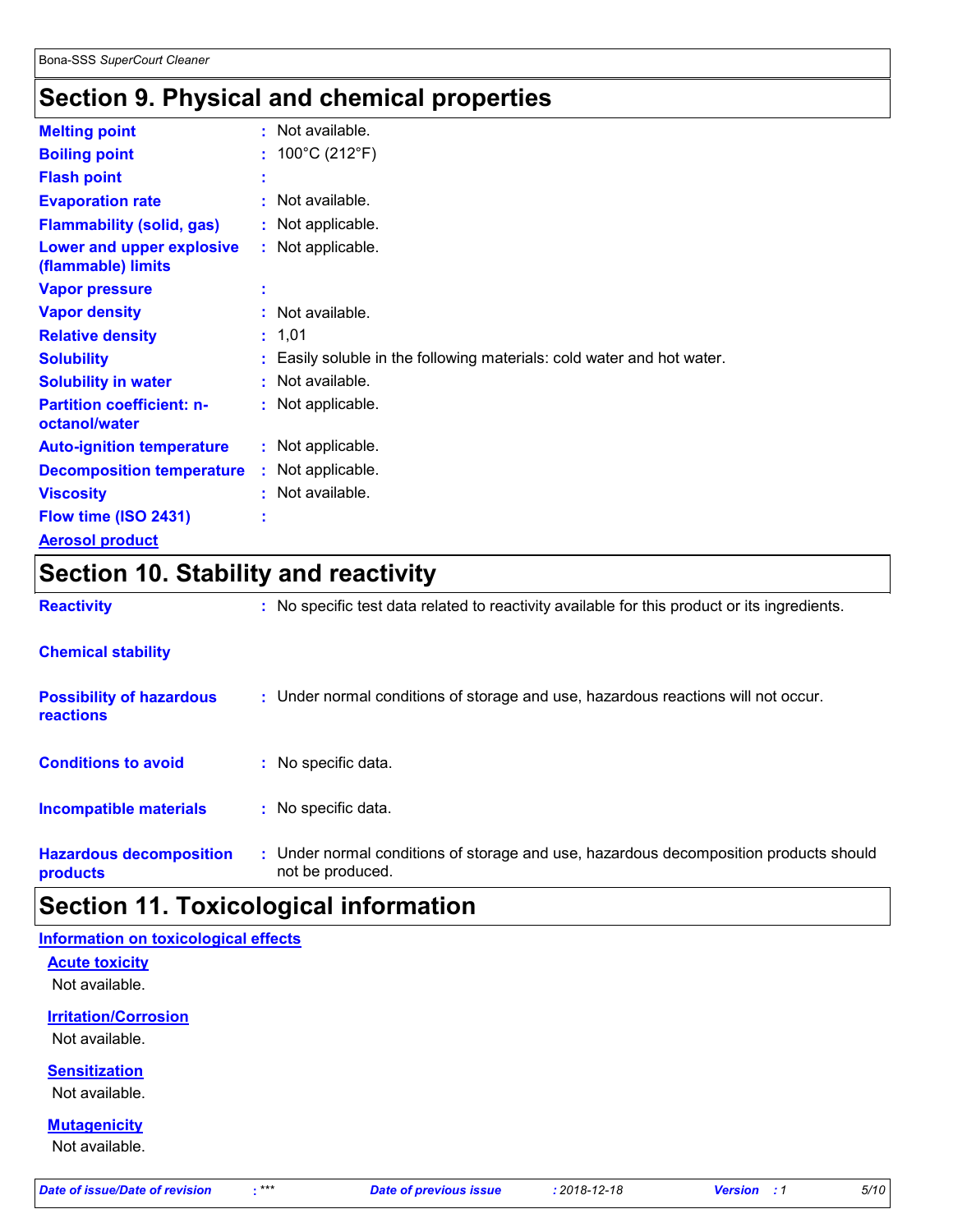## Section 9. Physical and chemical properties

| | | |
|---|---|---|
| **Melting point** | : | Not available. |
| **Boiling point** | : | 100°C (212°F) |
| **Flash point** | : | |
| **Evaporation rate** | : | Not available. |
| **Flammability (solid, gas)** | : | Not applicable. |
| **Lower and upper explosive (flammable) limits** | : | Not applicable. |
| **Vapor pressure** | : | |
| **Vapor density** | : | Not available. |
| **Relative density** | : | 1,01 |
| **Solubility** | : | Easily soluble in the following materials: cold water and hot water. |
| **Solubility in water** | : | Not available. |
| **Partition coefficient: n-octanol/water** | : | Not applicable. |
| **Auto-ignition temperature** | : | Not applicable. |
| **Decomposition temperature** | : | Not applicable. |
| **Viscosity** | : | Not available. |
| **Flow time (ISO 2431)** | : | |

**Aerosol product**

## Section 10. Stability and reactivity

| | | |
|---|---|---|
| **Reactivity** | : | No specific test data related to reactivity available for this product or its ingredients. |
| **Chemical stability** | | |
| **Possibility of hazardous reactions** | : | Under normal conditions of storage and use, hazardous reactions will not occur. |
| **Conditions to avoid** | : | No specific data. |
| **Incompatible materials** | : | No specific data. |
| **Hazardous decomposition products** | : | Under normal conditions of storage and use, hazardous decomposition products should not be produced. |

## Section 11. Toxicological information

**Information on toxicological effects**

**Acute toxicity**

Not available.

**Irritation/Corrosion**

Not available.

**Sensitization**

Not available.

**Mutagenicity**

Not available.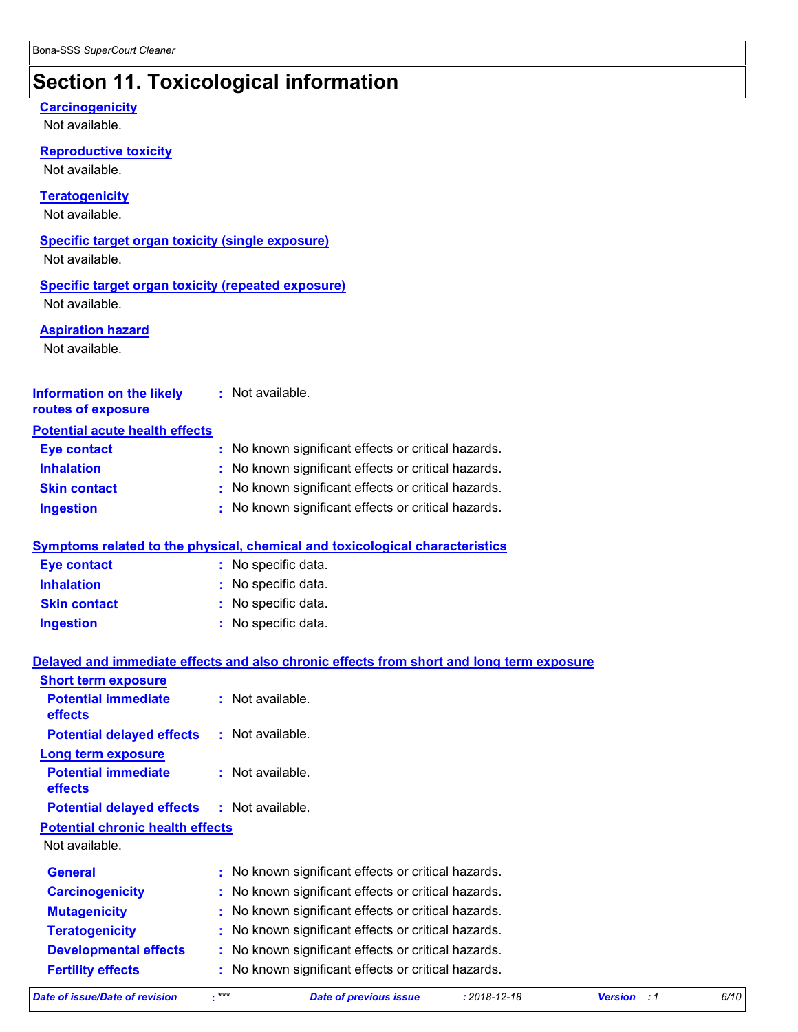# Section 11. Toxicological information

**Carcinogenicity**

Not available.

**Reproductive toxicity**

Not available.

**Teratogenicity**

Not available.

**Specific target organ toxicity (single exposure)**

Not available.

**Specific target organ toxicity (repeated exposure)**

Not available.

**Aspiration hazard**

Not available.

**Information on the likely routes of exposure** : Not available.

**Potential acute health effects**

| | |
|---|---|
| **Eye contact** | : No known significant effects or critical hazards. |
| **Inhalation** | : No known significant effects or critical hazards. |
| **Skin contact** | : No known significant effects or critical hazards. |
| **Ingestion** | : No known significant effects or critical hazards. |

**Symptoms related to the physical, chemical and toxicological characteristics**

| | |
|---|---|
| **Eye contact** | : No specific data. |
| **Inhalation** | : No specific data. |
| **Skin contact** | : No specific data. |
| **Ingestion** | : No specific data. |

**Delayed and immediate effects and also chronic effects from short and long term exposure**

**Short term exposure**

| | |
|---|---|
| **Potential immediate effects** | : Not available. |
| **Potential delayed effects** | : Not available. |

**Long term exposure**

| | |
|---|---|
| **Potential immediate effects** | : Not available. |
| **Potential delayed effects** | : Not available. |

**Potential chronic health effects**

Not available.

| | |
|---|---|
| **General** | : No known significant effects or critical hazards. |
| **Carcinogenicity** | : No known significant effects or critical hazards. |
| **Mutagenicity** | : No known significant effects or critical hazards. |
| **Teratogenicity** | : No known significant effects or critical hazards. |
| **Developmental effects** | : No known significant effects or critical hazards. |
| **Fertility effects** | : No known significant effects or critical hazards. |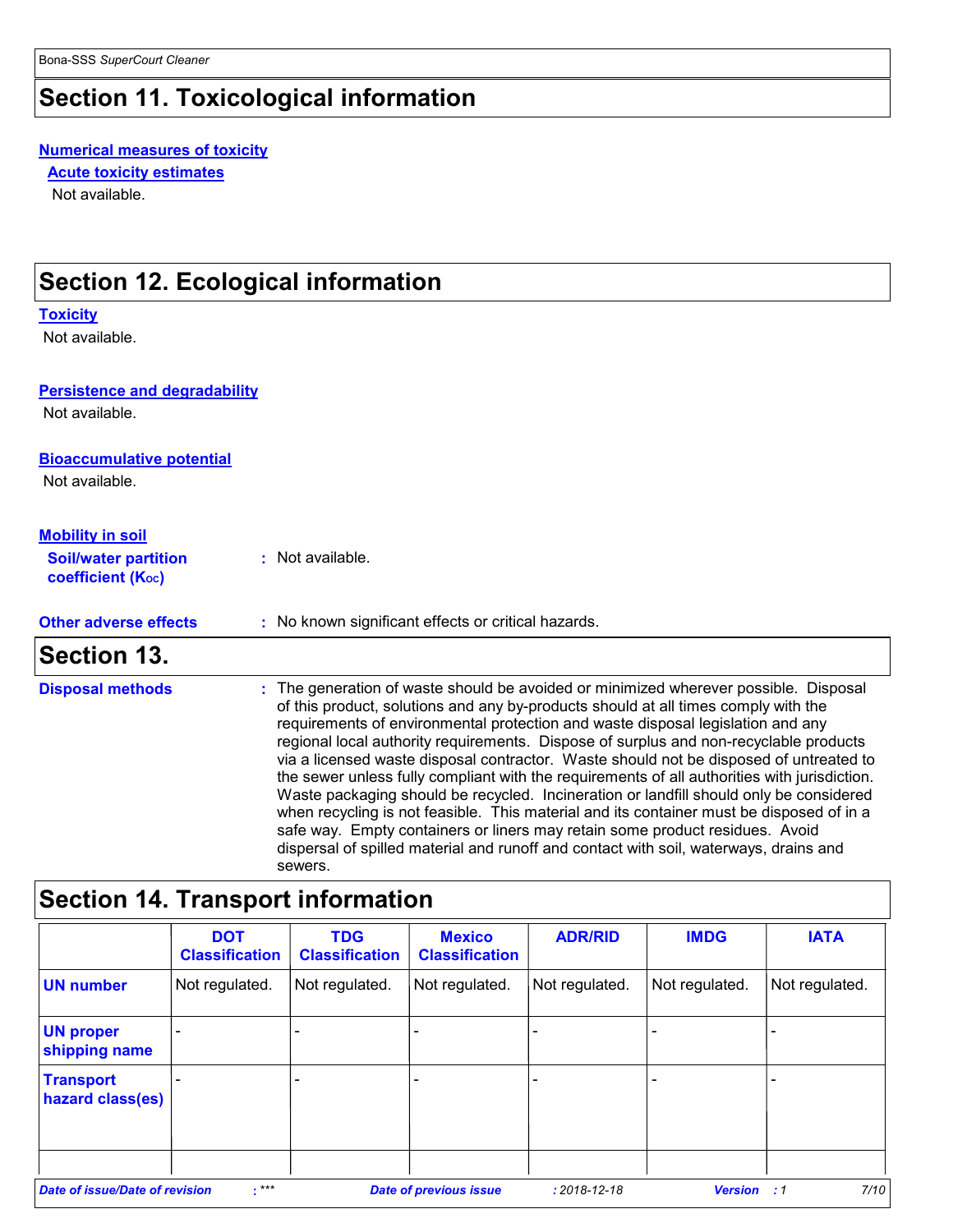## Section 11. Toxicological information

**Numerical measures of toxicity**

**Acute toxicity estimates**

Not available.

## Section 12. Ecological information

**Toxicity**

Not available.

**Persistence and degradability**

Not available.

**Bioaccumulative potential**

Not available.

**Mobility in soil**

**Soil/water partition coefficient ($K_{OC}$)** : Not available.

**Other adverse effects** : No known significant effects or critical hazards.

## Section 13.

**Disposal methods** : The generation of waste should be avoided or minimized wherever possible. Disposal of this product, solutions and any by-products should at all times comply with the requirements of environmental protection and waste disposal legislation and any regional local authority requirements. Dispose of surplus and non-recyclable products via a licensed waste disposal contractor. Waste should not be disposed of untreated to the sewer unless fully compliant with the requirements of all authorities with jurisdiction. Waste packaging should be recycled. Incineration or landfill should only be considered when recycling is not feasible. This material and its container must be disposed of in a safe way. Empty containers or liners may retain some product residues. Avoid dispersal of spilled material and runoff and contact with soil, waterways, drains and sewers.

## Section 14. Transport information

| | DOT Classification | TDG Classification | Mexico Classification | ADR/RID | IMDG | IATA |
|---|---|---|---|---|---|---|
| **UN number** | Not regulated. | Not regulated. | Not regulated. | Not regulated. | Not regulated. | Not regulated. |
| **UN proper shipping name** | - | - | - | - | - | - |
| **Transport hazard class(es)** | - | - | - | - | - | - |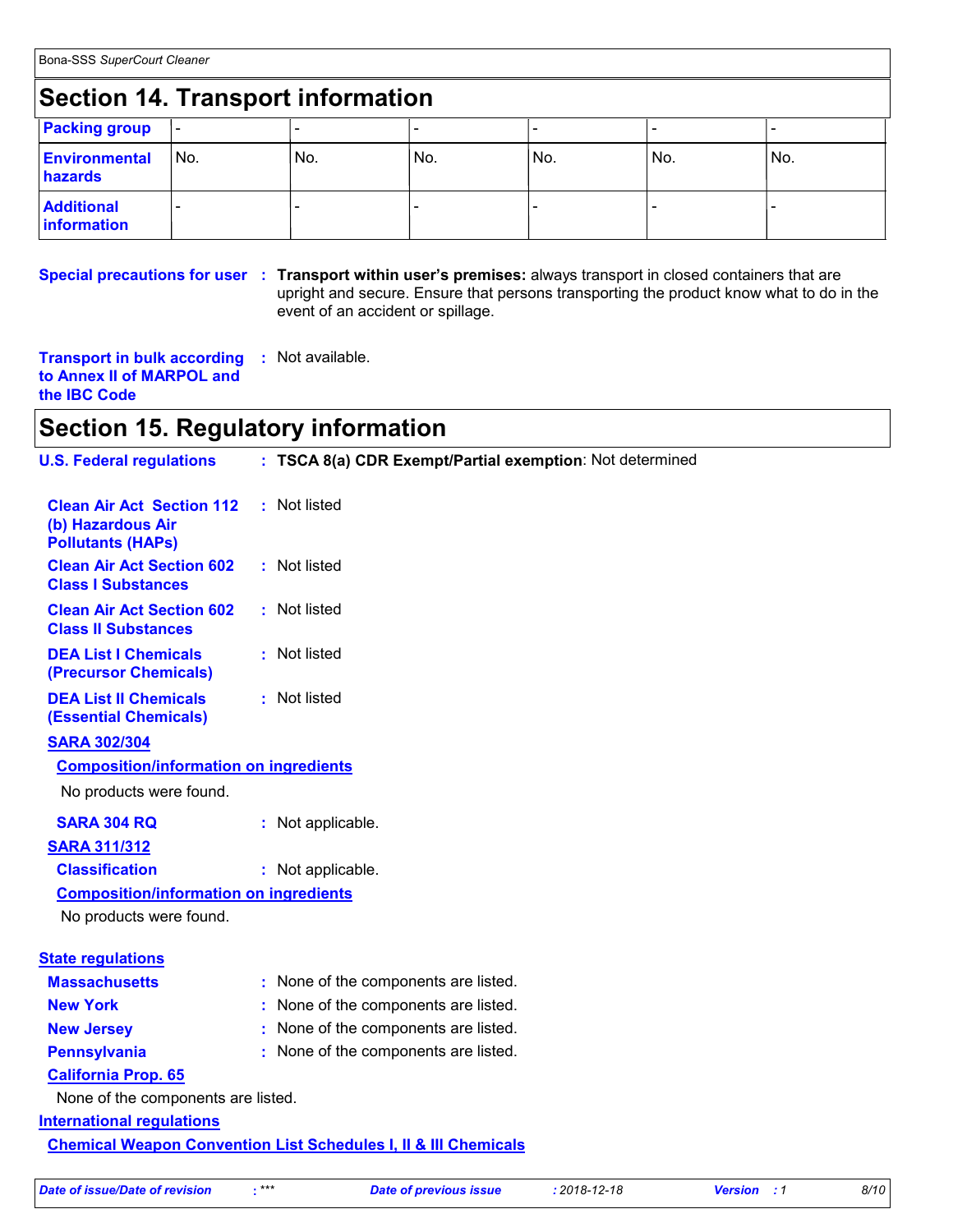## Section 14. Transport information

| | | | | | | |
|---|---|---|---|---|---|---|
| **Packing group** | - | - | - | - | - | - |
| **Environmental hazards** | No. | No. | No. | No. | No. | No. |
| **Additional information** | - | - | - | - | - | - |

**Special precautions for user** : **Transport within user's premises:** always transport in closed containers that are upright and secure. Ensure that persons transporting the product know what to do in the event of an accident or spillage.

**Transport in bulk according to Annex II of MARPOL and the IBC Code** : Not available.

## Section 15. Regulatory information

**U.S. Federal regulations** : **TSCA 8(a) CDR Exempt/Partial exemption**: Not determined

**Clean Air Act Section 112 (b) Hazardous Air Pollutants (HAPs)** : Not listed

**Clean Air Act Section 602 Class I Substances** : Not listed

**Clean Air Act Section 602 Class II Substances** : Not listed

**DEA List I Chemicals (Precursor Chemicals)** : Not listed

**DEA List II Chemicals (Essential Chemicals)** : Not listed

**SARA 302/304**

**Composition/information on ingredients**

No products were found.

**SARA 304 RQ** : Not applicable.

**SARA 311/312**

**Classification** : Not applicable.

**Composition/information on ingredients**

No products were found.

**State regulations**

**Massachusetts** : None of the components are listed.

**New York** : None of the components are listed.

**New Jersey** : None of the components are listed.

**Pennsylvania** : None of the components are listed.

**California Prop. 65**

None of the components are listed.

**International regulations**

**Chemical Weapon Convention List Schedules I, II & III Chemicals**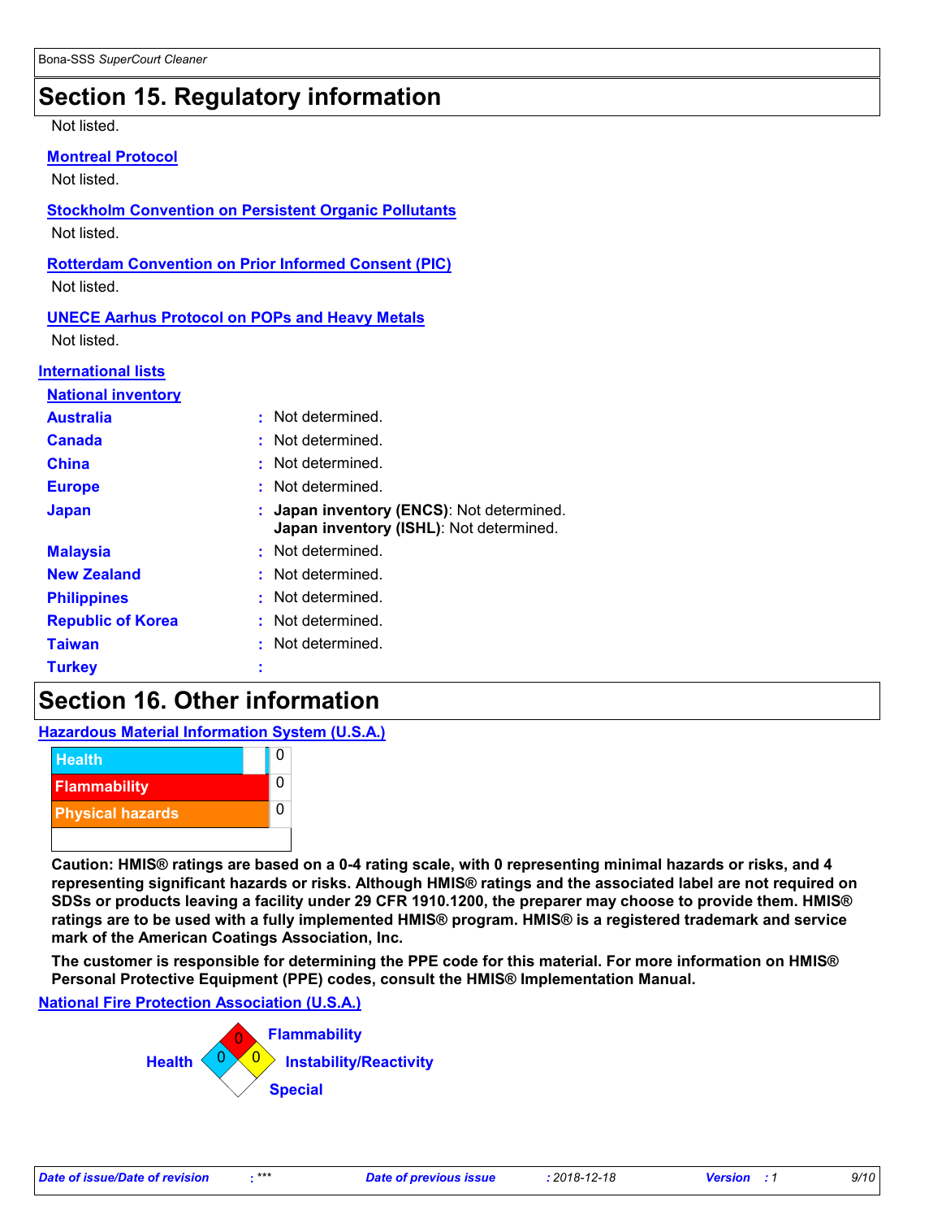## Section 15. Regulatory information

Not listed.

**Montreal Protocol**

Not listed.

**Stockholm Convention on Persistent Organic Pollutants**

Not listed.

**Rotterdam Convention on Prior Informed Consent (PIC)**

Not listed.

**UNECE Aarhus Protocol on POPs and Heavy Metals**

Not listed.

**International lists**

**National inventory**

| | |
|---|---|
| **Australia** | : Not determined. |
| **Canada** | : Not determined. |
| **China** | : Not determined. |
| **Europe** | : Not determined. |
| **Japan** | : **Japan inventory (ENCS)**: Not determined.<br>**Japan inventory (ISHL)**: Not determined. |
| **Malaysia** | : Not determined. |
| **New Zealand** | : Not determined. |
| **Philippines** | : Not determined. |
| **Republic of Korea** | : Not determined. |
| **Taiwan** | : Not determined. |
| **Turkey** | : |

## Section 16. Other information

**Hazardous Material Information System (U.S.A.)**

| | |
|---|---|
| Health | 0 |
| Flammability | 0 |
| Physical hazards | 0 |

**Caution: HMIS® ratings are based on a 0-4 rating scale, with 0 representing minimal hazards or risks, and 4 representing significant hazards or risks. Although HMIS® ratings and the associated label are not required on SDSs or products leaving a facility under 29 CFR 1910.1200, the preparer may choose to provide them. HMIS® ratings are to be used with a fully implemented HMIS® program. HMIS® is a registered trademark and service mark of the American Coatings Association, Inc.**

**The customer is responsible for determining the PPE code for this material. For more information on HMIS® Personal Protective Equipment (PPE) codes, consult the HMIS® Implementation Manual.**

**National Fire Protection Association (U.S.A.)**

| | |
|---|---|
| Health | 0 |
| Flammability | 0 |
| Instability/Reactivity | 0 |
| Special | |

| Date of issue/Date of revision | : *** | Date of previous issue | : 2018-12-18 | Version | : 1 |
|---|---|---|---|---|---|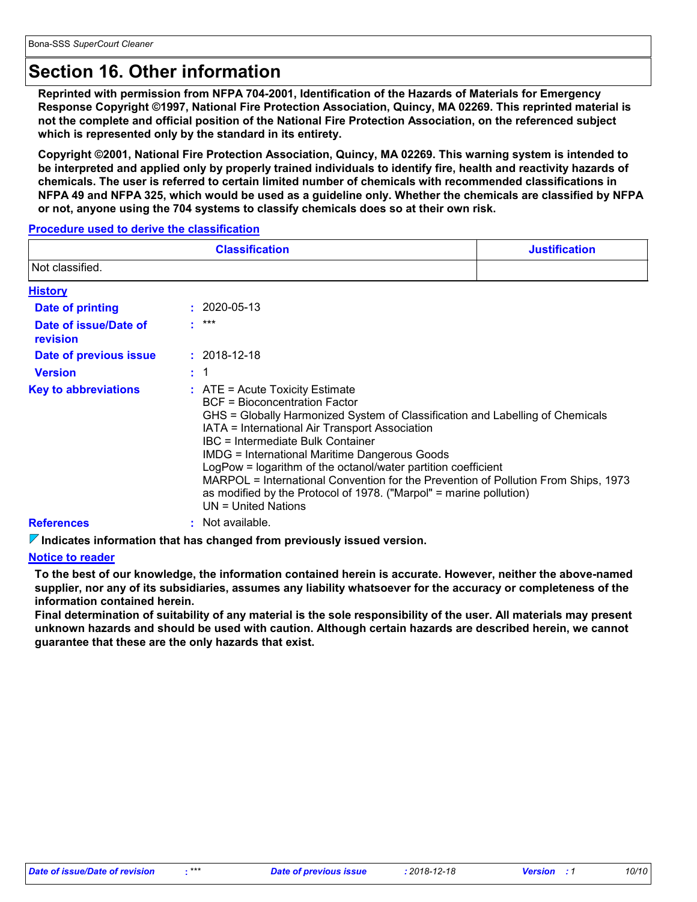# Section 16. Other information

**Reprinted with permission from NFPA 704-2001, Identification of the Hazards of Materials for Emergency Response Copyright ©1997, National Fire Protection Association, Quincy, MA 02269. This reprinted material is not the complete and official position of the National Fire Protection Association, on the referenced subject which is represented only by the standard in its entirety.**

**Copyright ©2001, National Fire Protection Association, Quincy, MA 02269. This warning system is intended to be interpreted and applied only by properly trained individuals to identify fire, health and reactivity hazards of chemicals. The user is referred to certain limited number of chemicals with recommended classifications in NFPA 49 and NFPA 325, which would be used as a guideline only. Whether the chemicals are classified by NFPA or not, anyone using the 704 systems to classify chemicals does so at their own risk.**

## Procedure used to derive the classification

| Classification | Justification |
|---|---|
| Not classified. | |

## History

**Date of printing** : 2020-05-13

**Date of issue/Date of revision** : ***

**Date of previous issue** : 2018-12-18

**Version** : 1

**Key to abbreviations** :
ATE = Acute Toxicity Estimate
BCF = Bioconcentration Factor
GHS = Globally Harmonized System of Classification and Labelling of Chemicals
IATA = International Air Transport Association
IBC = Intermediate Bulk Container
IMDG = International Maritime Dangerous Goods
LogPow = logarithm of the octanol/water partition coefficient
MARPOL = International Convention for the Prevention of Pollution From Ships, 1973 as modified by the Protocol of 1978. ("Marpol" = marine pollution)
UN = United Nations

**References** : Not available.

**Indicates information that has changed from previously issued version.**

## Notice to reader

**To the best of our knowledge, the information contained herein is accurate. However, neither the above-named supplier, nor any of its subsidiaries, assumes any liability whatsoever for the accuracy or completeness of the information contained herein.**
**Final determination of suitability of any material is the sole responsibility of the user. All materials may present unknown hazards and should be used with caution. Although certain hazards are described herein, we cannot guarantee that these are the only hazards that exist.**